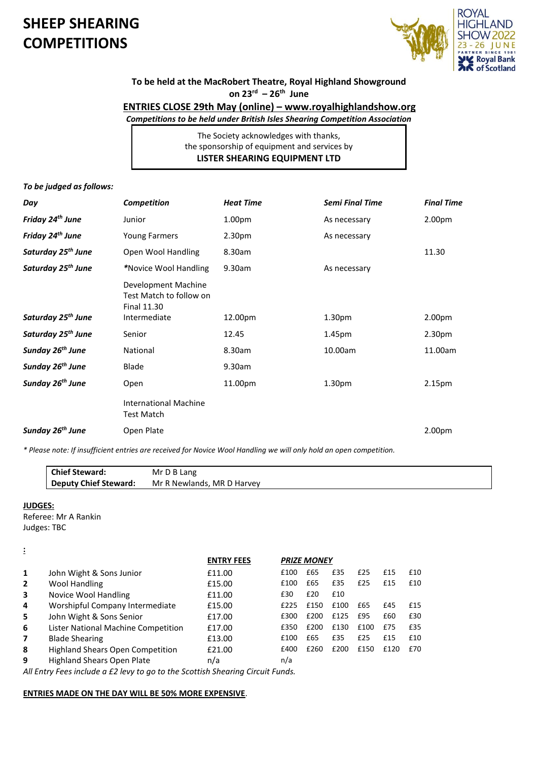# SHEEP SHEARING COMPETITIONS

ROYAL HIGHLAND SHOW 2022
23 - 26 JUNE
PARTNER SINCE 1981
Royal Bank of Scotland

**To be held at the MacRobert Theatre, Royal Highland Showground on 23rd – 26th June**

**ENTRIES CLOSE 29th May (online) – www.royalhighlandshow.org**

***Competitions to be held under British Isles Shearing Competition Association***

The Society acknowledges with thanks, the sponsorship of equipment and services by
**LISTER SHEARING EQUIPMENT LTD**

***To be judged as follows:***

| *Day* | *Competition* | *Heat Time* | *Semi Final Time* | *Final Time* |
|---|---|---|---|---|
| *Friday 24th June* | Junior | 1.00pm | As necessary | 2.00pm |
| *Friday 24th June* | Young Farmers | 2.30pm | As necessary | |
| *Saturday 25th June* | Open Wool Handling | 8.30am | | 11.30 |
| *Saturday 25th June* | *Novice Wool Handling | 9.30am | As necessary | |
| | Development Machine Test Match to follow on Final 11.30 | | | |
| *Saturday 25th June* | Intermediate | 12.00pm | 1.30pm | 2.00pm |
| *Saturday 25th June* | Senior | 12.45 | 1.45pm | 2.30pm |
| *Sunday 26th June* | National | 8.30am | 10.00am | 11.00am |
| *Sunday 26th June* | Blade | 9.30am | | |
| *Sunday 26th June* | Open | 11.00pm | 1.30pm | 2.15pm |
| | International Machine Test Match | | | |
| *Sunday 26th June* | Open Plate | | | 2.00pm |

*\* Please note: If insufficient entries are received for Novice Wool Handling we will only hold an open competition.*

| | |
|---|---|
| **Chief Steward:** | Mr D B Lang |
| **Deputy Chief Steward:** | Mr R Newlands, MR D Harvey |

**JUDGES:**

Referee: Mr A Rankin
Judges: TBC

| **:** | | **ENTRY FEES** | ***PRIZE MONEY*** | | | | | |
|---|---|---|---|---|---|---|---|---|
| **1** | John Wight & Sons Junior | £11.00 | £100 | £65 | £35 | £25 | £15 | £10 |
| **2** | Wool Handling | £15.00 | £100 | £65 | £35 | £25 | £15 | £10 |
| **3** | Novice Wool Handling | £11.00 | £30 | £20 | £10 | | | |
| **4** | Worshipful Company Intermediate | £15.00 | £225 | £150 | £100 | £65 | £45 | £15 |
| **5** | John Wight & Sons Senior | £17.00 | £300 | £200 | £125 | £95 | £60 | £30 |
| **6** | Lister National Machine Competition | £17.00 | £350 | £200 | £130 | £100 | £75 | £35 |
| **7** | Blade Shearing | £13.00 | £100 | £65 | £35 | £25 | £15 | £10 |
| **8** | Highland Shears Open Competition | £21.00 | £400 | £260 | £200 | £150 | £120 | £70 |
| **9** | Highland Shears Open Plate | n/a | n/a | | | | | |

*All Entry Fees include a £2 levy to go to the Scottish Shearing Circuit Funds.*

**ENTRIES MADE ON THE DAY WILL BE 50% MORE EXPENSIVE**.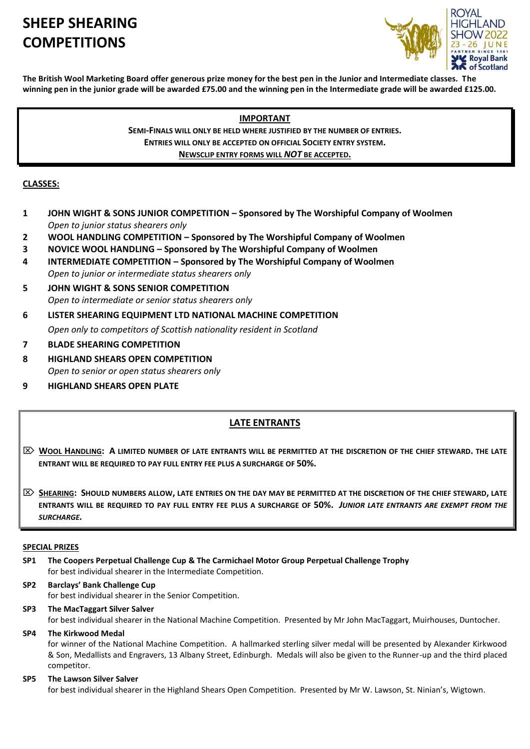# SHEEP SHEARING COMPETITIONS

ROYAL HIGHLAND SHOW 2022
23 - 26 JUNE
PARTNER SINCE 1981
Royal Bank of Scotland

**The British Wool Marketing Board offer generous prize money for the best pen in the Junior and Intermediate classes. The winning pen in the junior grade will be awarded £75.00 and the winning pen in the Intermediate grade will be awarded £125.00.**

**IMPORTANT**

**SEMI-FINALS WILL ONLY BE HELD WHERE JUSTIFIED BY THE NUMBER OF ENTRIES.**
**ENTRIES WILL ONLY BE ACCEPTED ON OFFICIAL SOCIETY ENTRY SYSTEM.**
**NEWSCLIP ENTRY FORMS WILL *NOT* BE ACCEPTED.**

**CLASSES:**

1 **JOHN WIGHT & SONS JUNIOR COMPETITION – Sponsored by The Worshipful Company of Woolmen**
*Open to junior status shearers only*

2 **WOOL HANDLING COMPETITION – Sponsored by The Worshipful Company of Woolmen**

3 **NOVICE WOOL HANDLING – Sponsored by The Worshipful Company of Woolmen**

4 **INTERMEDIATE COMPETITION – Sponsored by The Worshipful Company of Woolmen**
*Open to junior or intermediate status shearers only*

5 **JOHN WIGHT & SONS SENIOR COMPETITION**
*Open to intermediate or senior status shearers only*

6 **LISTER SHEARING EQUIPMENT LTD NATIONAL MACHINE COMPETITION**
*Open only to competitors of Scottish nationality resident in Scotland*

7 **BLADE SHEARING COMPETITION**

8 **HIGHLAND SHEARS OPEN COMPETITION**
*Open to senior or open status shearers only*

9 **HIGHLAND SHEARS OPEN PLATE**

**LATE ENTRANTS**

- **WOOL HANDLING: A LIMITED NUMBER OF LATE ENTRANTS WILL BE PERMITTED AT THE DISCRETION OF THE CHIEF STEWARD. THE LATE ENTRANT WILL BE REQUIRED TO PAY FULL ENTRY FEE PLUS A SURCHARGE OF 50%.**

- **SHEARING: SHOULD NUMBERS ALLOW, LATE ENTRIES ON THE DAY MAY BE PERMITTED AT THE DISCRETION OF THE CHIEF STEWARD, LATE ENTRANTS WILL BE REQUIRED TO PAY FULL ENTRY FEE PLUS A SURCHARGE OF 50%. *JUNIOR LATE ENTRANTS ARE EXEMPT FROM THE SURCHARGE.***

**SPECIAL PRIZES**

**SP1 The Coopers Perpetual Challenge Cup & The Carmichael Motor Group Perpetual Challenge Trophy**
for best individual shearer in the Intermediate Competition.

**SP2 Barclays' Bank Challenge Cup**
for best individual shearer in the Senior Competition.

**SP3 The MacTaggart Silver Salver**
for best individual shearer in the National Machine Competition. Presented by Mr John MacTaggart, Muirhouses, Duntocher.

**SP4 The Kirkwood Medal**
for winner of the National Machine Competition. A hallmarked sterling silver medal will be presented by Alexander Kirkwood & Son, Medallists and Engravers, 13 Albany Street, Edinburgh. Medals will also be given to the Runner-up and the third placed competitor.

**SP5 The Lawson Silver Salver**
for best individual shearer in the Highland Shears Open Competition. Presented by Mr W. Lawson, St. Ninian's, Wigtown.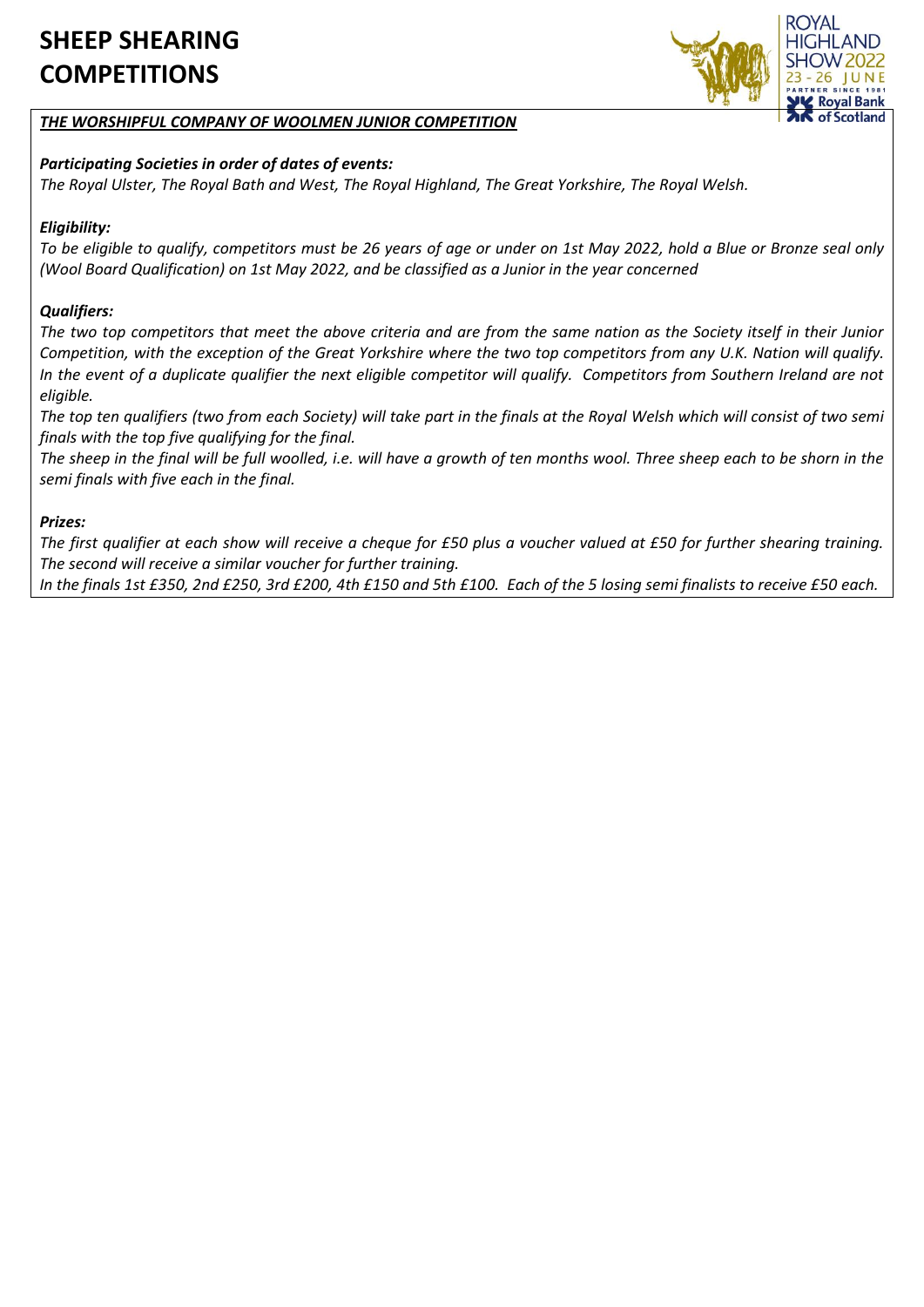# SHEEP SHEARING COMPETITIONS

***THE WORSHIPFUL COMPANY OF WOOLMEN JUNIOR COMPETITION***

***Participating Societies in order of dates of events:***

*The Royal Ulster, The Royal Bath and West, The Royal Highland, The Great Yorkshire, The Royal Welsh.*

***Eligibility:***

*To be eligible to qualify, competitors must be 26 years of age or under on 1st May 2022, hold a Blue or Bronze seal only (Wool Board Qualification) on 1st May 2022, and be classified as a Junior in the year concerned*

***Qualifiers:***

*The two top competitors that meet the above criteria and are from the same nation as the Society itself in their Junior Competition, with the exception of the Great Yorkshire where the two top competitors from any U.K. Nation will qualify. In the event of a duplicate qualifier the next eligible competitor will qualify. Competitors from Southern Ireland are not eligible.*

*The top ten qualifiers (two from each Society) will take part in the finals at the Royal Welsh which will consist of two semi finals with the top five qualifying for the final.*

*The sheep in the final will be full woolled, i.e. will have a growth of ten months wool. Three sheep each to be shorn in the semi finals with five each in the final.*

***Prizes:***

*The first qualifier at each show will receive a cheque for £50 plus a voucher valued at £50 for further shearing training. The second will receive a similar voucher for further training.*

*In the finals 1st £350, 2nd £250, 3rd £200, 4th £150 and 5th £100. Each of the 5 losing semi finalists to receive £50 each.*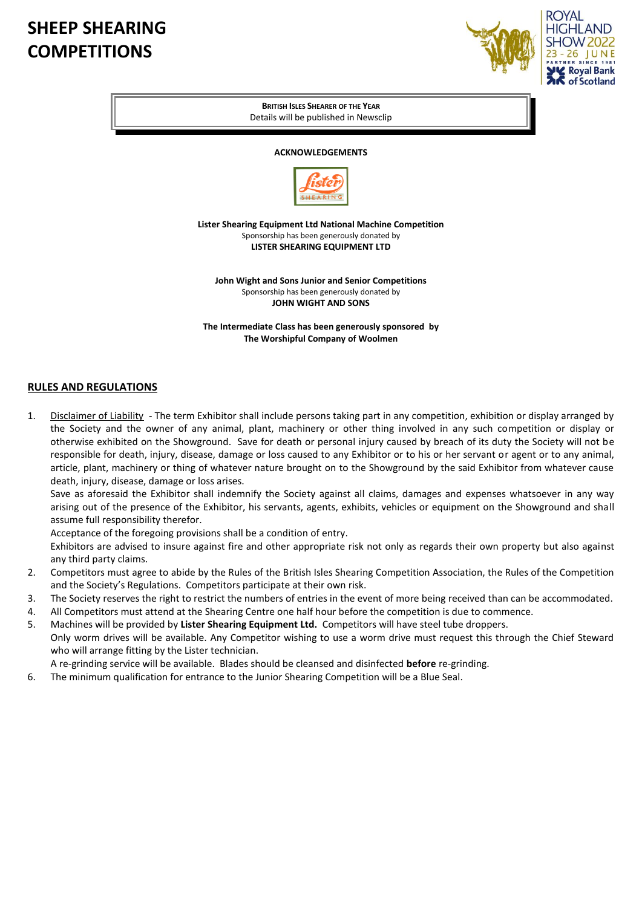# SHEEP SHEARING COMPETITIONS

**BRITISH ISLES SHEARER OF THE YEAR**
Details will be published in Newsclip

**ACKNOWLEDGEMENTS**

**Lister Shearing Equipment Ltd National Machine Competition**
Sponsorship has been generously donated by
**LISTER SHEARING EQUIPMENT LTD**

**John Wight and Sons Junior and Senior Competitions**
Sponsorship has been generously donated by
**JOHN WIGHT AND SONS**

**The Intermediate Class has been generously sponsored by**
**The Worshipful Company of Woolmen**

## RULES AND REGULATIONS

1. Disclaimer of Liability - The term Exhibitor shall include persons taking part in any competition, exhibition or display arranged by the Society and the owner of any animal, plant, machinery or other thing involved in any such competition or display or otherwise exhibited on the Showground. Save for death or personal injury caused by breach of its duty the Society will not be responsible for death, injury, disease, damage or loss caused to any Exhibitor or to his or her servant or agent or to any animal, article, plant, machinery or thing of whatever nature brought on to the Showground by the said Exhibitor from whatever cause death, injury, disease, damage or loss arises.
   Save as aforesaid the Exhibitor shall indemnify the Society against all claims, damages and expenses whatsoever in any way arising out of the presence of the Exhibitor, his servants, agents, exhibits, vehicles or equipment on the Showground and shall assume full responsibility therefor.
   Acceptance of the foregoing provisions shall be a condition of entry.
   Exhibitors are advised to insure against fire and other appropriate risk not only as regards their own property but also against any third party claims.
2. Competitors must agree to abide by the Rules of the British Isles Shearing Competition Association, the Rules of the Competition and the Society's Regulations. Competitors participate at their own risk.
3. The Society reserves the right to restrict the numbers of entries in the event of more being received than can be accommodated.
4. All Competitors must attend at the Shearing Centre one half hour before the competition is due to commence.
5. Machines will be provided by **Lister Shearing Equipment Ltd.** Competitors will have steel tube droppers.
   Only worm drives will be available. Any Competitor wishing to use a worm drive must request this through the Chief Steward who will arrange fitting by the Lister technician.
   A re-grinding service will be available. Blades should be cleansed and disinfected **before** re-grinding.
6. The minimum qualification for entrance to the Junior Shearing Competition will be a Blue Seal.